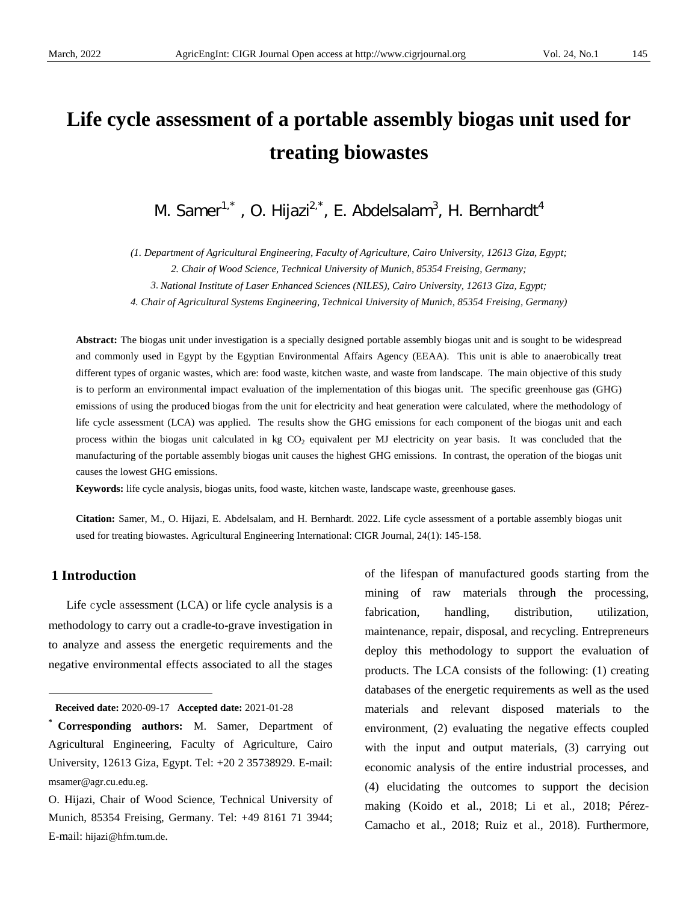# Life cycle assessment of a portable assembly biogas unit used for treating biowastes

M. Samer[1,*], O. Hijazi[2,*], E. Abdelsalam[3], H. Bernhardt[4]

*(1. Department of Agricultural Engineering, Faculty of Agriculture, Cairo University, 12613 Giza, Egypt;*
*2. Chair of Wood Science, Technical University of Munich, 85354 Freising, Germany;*
*3. National Institute of Laser Enhanced Sciences (NILES), Cairo University, 12613 Giza, Egypt;*
*4. Chair of Agricultural Systems Engineering, Technical University of Munich, 85354 Freising, Germany)*

**Abstract:** The biogas unit under investigation is a specially designed portable assembly biogas unit and is sought to be widespread and commonly used in Egypt by the Egyptian Environmental Affairs Agency (EEAA). This unit is able to anaerobically treat different types of organic wastes, which are: food waste, kitchen waste, and waste from landscape. The main objective of this study is to perform an environmental impact evaluation of the implementation of this biogas unit. The specific greenhouse gas (GHG) emissions of using the produced biogas from the unit for electricity and heat generation were calculated, where the methodology of life cycle assessment (LCA) was applied. The results show the GHG emissions for each component of the biogas unit and each process within the biogas unit calculated in kg $CO_2$ equivalent per MJ electricity on year basis. It was concluded that the manufacturing of the portable assembly biogas unit causes the highest GHG emissions. In contrast, the operation of the biogas unit causes the lowest GHG emissions.

**Keywords:** life cycle analysis, biogas units, food waste, kitchen waste, landscape waste, greenhouse gases.

**Citation:** Samer, M., O. Hijazi, E. Abdelsalam, and H. Bernhardt. 2022. Life cycle assessment of a portable assembly biogas unit used for treating biowastes. Agricultural Engineering International: CIGR Journal, 24(1): 145-158.

## 1 Introduction

Life cycle assessment (LCA) or life cycle analysis is a methodology to carry out a cradle-to-grave investigation in to analyze and assess the energetic requirements and the negative environmental effects associated to all the stages of the lifespan of manufactured goods starting from the mining of raw materials through the processing, fabrication, handling, distribution, utilization, maintenance, repair, disposal, and recycling. Entrepreneurs deploy this methodology to support the evaluation of products. The LCA consists of the following: (1) creating databases of the energetic requirements as well as the used materials and relevant disposed materials to the environment, (2) evaluating the negative effects coupled with the input and output materials, (3) carrying out economic analysis of the entire industrial processes, and (4) elucidating the outcomes to support the decision making (Koido et al., 2018; Li et al., 2018; Pérez-Camacho et al., 2018; Ruiz et al., 2018). Furthermore,

---

**Received date:** 2020-09-17 **Accepted date:** 2021-01-28

**\* Corresponding authors:** M. Samer, Department of Agricultural Engineering, Faculty of Agriculture, Cairo University, 12613 Giza, Egypt. Tel: +20 2 35738929. E-mail: msamer@agr.cu.edu.eg.

O. Hijazi, Chair of Wood Science, Technical University of Munich, 85354 Freising, Germany. Tel: +49 8161 71 3944; E-mail: hijazi@hfm.tum.de.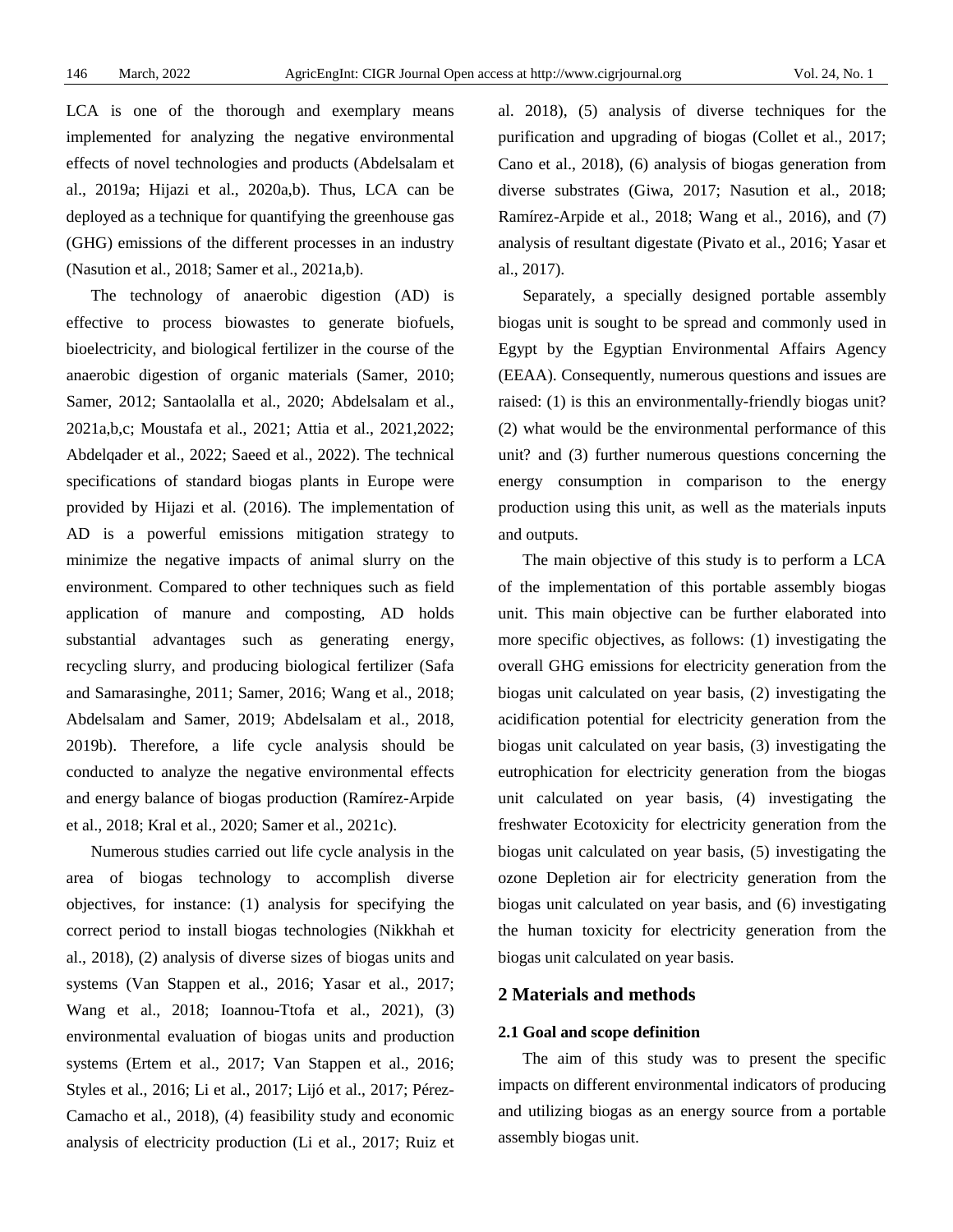LCA is one of the thorough and exemplary means implemented for analyzing the negative environmental effects of novel technologies and products (Abdelsalam et al., 2019a; Hijazi et al., 2020a,b). Thus, LCA can be deployed as a technique for quantifying the greenhouse gas (GHG) emissions of the different processes in an industry (Nasution et al., 2018; Samer et al., 2021a,b).

The technology of anaerobic digestion (AD) is effective to process biowastes to generate biofuels, bioelectricity, and biological fertilizer in the course of the anaerobic digestion of organic materials (Samer, 2010; Samer, 2012; Santaolalla et al., 2020; Abdelsalam et al., 2021a,b,c; Moustafa et al., 2021; Attia et al., 2021,2022; Abdelqader et al., 2022; Saeed et al., 2022). The technical specifications of standard biogas plants in Europe were provided by Hijazi et al. (2016). The implementation of AD is a powerful emissions mitigation strategy to minimize the negative impacts of animal slurry on the environment. Compared to other techniques such as field application of manure and composting, AD holds substantial advantages such as generating energy, recycling slurry, and producing biological fertilizer (Safa and Samarasinghe, 2011; Samer, 2016; Wang et al., 2018; Abdelsalam and Samer, 2019; Abdelsalam et al., 2018, 2019b). Therefore, a life cycle analysis should be conducted to analyze the negative environmental effects and energy balance of biogas production (Ramírez-Arpide et al., 2018; Kral et al., 2020; Samer et al., 2021c).

Numerous studies carried out life cycle analysis in the area of biogas technology to accomplish diverse objectives, for instance: (1) analysis for specifying the correct period to install biogas technologies (Nikkhah et al., 2018), (2) analysis of diverse sizes of biogas units and systems (Van Stappen et al., 2016; Yasar et al., 2017; Wang et al., 2018; Ioannou-Ttofa et al., 2021), (3) environmental evaluation of biogas units and production systems (Ertem et al., 2017; Van Stappen et al., 2016; Styles et al., 2016; Li et al., 2017; Lijó et al., 2017; Pérez-Camacho et al., 2018), (4) feasibility study and economic analysis of electricity production (Li et al., 2017; Ruiz et al. 2018), (5) analysis of diverse techniques for the purification and upgrading of biogas (Collet et al., 2017; Cano et al., 2018), (6) analysis of biogas generation from diverse substrates (Giwa, 2017; Nasution et al., 2018; Ramírez-Arpide et al., 2018; Wang et al., 2016), and (7) analysis of resultant digestate (Pivato et al., 2016; Yasar et al., 2017).

Separately, a specially designed portable assembly biogas unit is sought to be spread and commonly used in Egypt by the Egyptian Environmental Affairs Agency (EEAA). Consequently, numerous questions and issues are raised: (1) is this an environmentally-friendly biogas unit? (2) what would be the environmental performance of this unit? and (3) further numerous questions concerning the energy consumption in comparison to the energy production using this unit, as well as the materials inputs and outputs.

The main objective of this study is to perform a LCA of the implementation of this portable assembly biogas unit. This main objective can be further elaborated into more specific objectives, as follows: (1) investigating the overall GHG emissions for electricity generation from the biogas unit calculated on year basis, (2) investigating the acidification potential for electricity generation from the biogas unit calculated on year basis, (3) investigating the eutrophication for electricity generation from the biogas unit calculated on year basis, (4) investigating the freshwater Ecotoxicity for electricity generation from the biogas unit calculated on year basis, (5) investigating the ozone Depletion air for electricity generation from the biogas unit calculated on year basis, and (6) investigating the human toxicity for electricity generation from the biogas unit calculated on year basis.

## 2 Materials and methods

### 2.1 Goal and scope definition

The aim of this study was to present the specific impacts on different environmental indicators of producing and utilizing biogas as an energy source from a portable assembly biogas unit.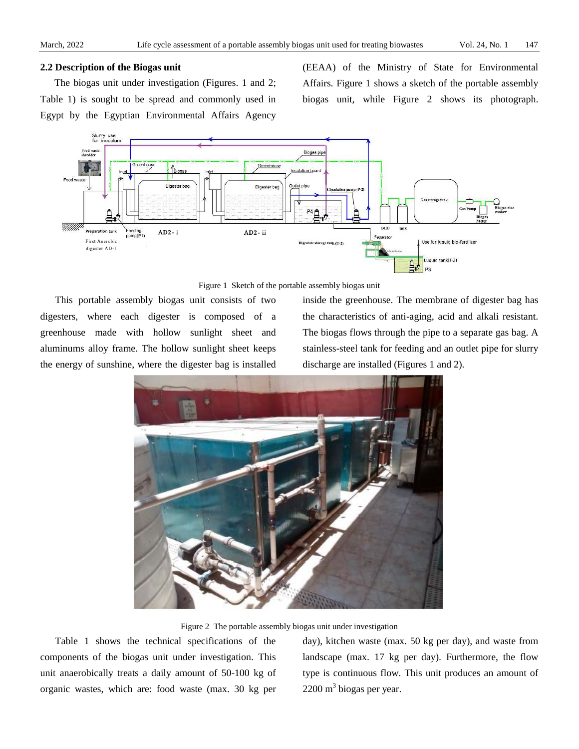### 2.2 Description of the Biogas unit

The biogas unit under investigation (Figures. 1 and 2; Table 1) is sought to be spread and commonly used in Egypt by the Egyptian Environmental Affairs Agency (EEAA) of the Ministry of State for Environmental Affairs. Figure 1 shows a sketch of the portable assembly biogas unit, while Figure 2 shows its photograph.

Figure 1 Sketch of the portable assembly biogas unit

This portable assembly biogas unit consists of two digesters, where each digester is composed of a greenhouse made with hollow sunlight sheet and aluminums alloy frame. The hollow sunlight sheet keeps the energy of sunshine, where the digester bag is installed inside the greenhouse. The membrane of digester bag has the characteristics of anti-aging, acid and alkali resistant. The biogas flows through the pipe to a separate gas bag. A stainless-steel tank for feeding and an outlet pipe for slurry discharge are installed (Figures 1 and 2).

Figure 2 The portable assembly biogas unit under investigation

Table 1 shows the technical specifications of the components of the biogas unit under investigation. This unit anaerobically treats a daily amount of 50-100 kg of organic wastes, which are: food waste (max. 30 kg per day), kitchen waste (max. 50 kg per day), and waste from landscape (max. 17 kg per day). Furthermore, the flow type is continuous flow. This unit produces an amount of 2200 $m^3$ biogas per year.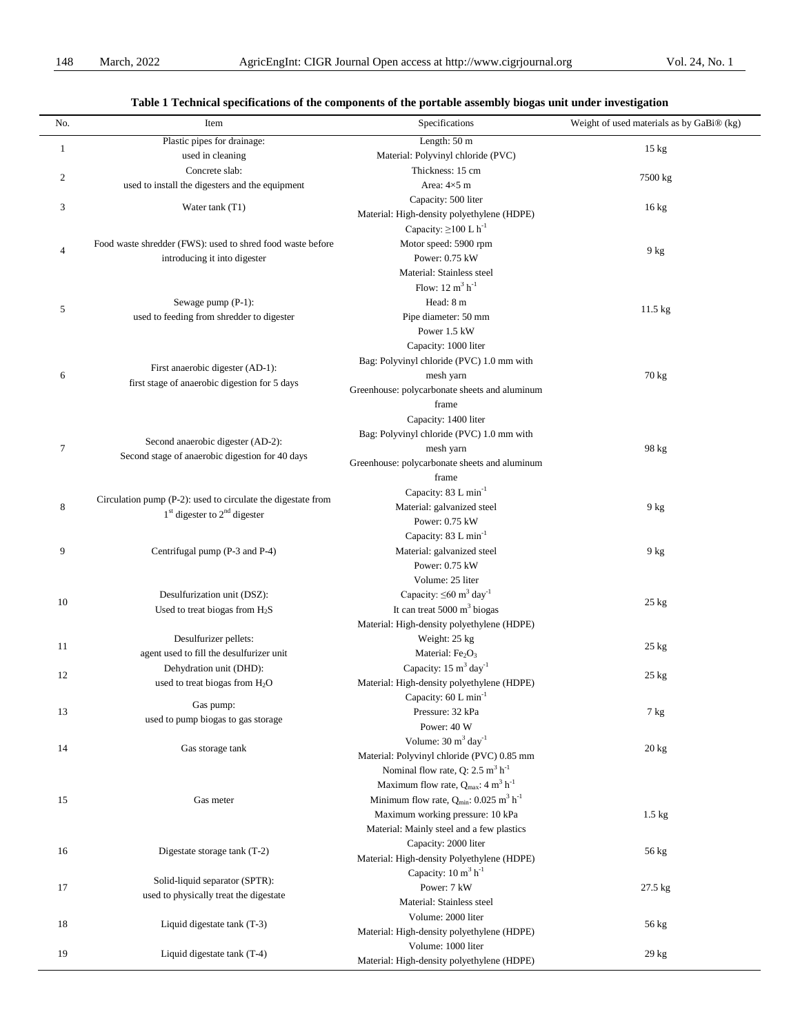**Table 1 Technical specifications of the components of the portable assembly biogas unit under investigation**

| No. | Item | Specifications | Weight of used materials as by GaBi® (kg) |
|---|---|---|---|
| 1 | Plastic pipes for drainage: used in cleaning | Length: 50 m<br>Material: Polyvinyl chloride (PVC) | 15 kg |
| 2 | Concrete slab: used to install the digesters and the equipment | Thickness: 15 cm<br>Area: 4×5 m | 7500 kg |
| 3 | Water tank (T1) | Capacity: 500 liter<br>Material: High-density polyethylene (HDPE) | 16 kg |
| 4 | Food waste shredder (FWS): used to shred food waste before introducing it into digester | Capacity: ≥100 L $h^{-1}$<br>Motor speed: 5900 rpm<br>Power: 0.75 kW<br>Material: Stainless steel | 9 kg |
| 5 | Sewage pump (P-1): used to feeding from shredder to digester | Flow: 12 $m^3$ $h^{-1}$<br>Head: 8 m<br>Pipe diameter: 50 mm<br>Power 1.5 kW | 11.5 kg |
| 6 | First anaerobic digester (AD-1): first stage of anaerobic digestion for 5 days | Capacity: 1000 liter<br>Bag: Polyvinyl chloride (PVC) 1.0 mm with mesh yarn<br>Greenhouse: polycarbonate sheets and aluminum frame | 70 kg |
| 7 | Second anaerobic digester (AD-2): Second stage of anaerobic digestion for 40 days | Capacity: 1400 liter<br>Bag: Polyvinyl chloride (PVC) 1.0 mm with mesh yarn<br>Greenhouse: polycarbonate sheets and aluminum frame | 98 kg |
| 8 | Circulation pump (P-2): used to circulate the digestate from 1st digester to 2nd digester | Capacity: 83 L $min^{-1}$<br>Material: galvanized steel<br>Power: 0.75 kW | 9 kg |
| 9 | Centrifugal pump (P-3 and P-4) | Capacity: 83 L $min^{-1}$<br>Material: galvanized steel<br>Power: 0.75 kW | 9 kg |
| 10 | Desulfurization unit (DSZ): Used to treat biogas from $H_2S$ | Volume: 25 liter<br>Capacity: ≤60 $m^3$ $day^{-1}$<br>It can treat 5000 $m^3$ biogas<br>Material: High-density polyethylene (HDPE) | 25 kg |
| 11 | Desulfurizer pellets: agent used to fill the desulfurizer unit | Weight: 25 kg<br>Material: $Fe_2O_3$ | 25 kg |
| 12 | Dehydration unit (DHD): used to treat biogas from $H_2O$ | Capacity: 15 $m^3$ $day^{-1}$<br>Material: High-density polyethylene (HDPE) | 25 kg |
| 13 | Gas pump: used to pump biogas to gas storage | Capacity: 60 L $min^{-1}$<br>Pressure: 32 kPa<br>Power: 40 W | 7 kg |
| 14 | Gas storage tank | Volume: 30 $m^3$ $day^{-1}$<br>Material: Polyvinyl chloride (PVC) 0.85 mm | 20 kg |
| 15 | Gas meter | Nominal flow rate, Q: 2.5 $m^3$ $h^{-1}$<br>Maximum flow rate, $Q_{max}$: 4 $m^3$ $h^{-1}$<br>Minimum flow rate, $Q_{min}$: 0.025 $m^3$ $h^{-1}$<br>Maximum working pressure: 10 kPa<br>Material: Mainly steel and a few plastics | 1.5 kg |
| 16 | Digestate storage tank (T-2) | Capacity: 2000 liter<br>Material: High-density Polyethylene (HDPE) | 56 kg |
| 17 | Solid-liquid separator (SPTR): used to physically treat the digestate | Capacity: 10 $m^3$ $h^{-1}$<br>Power: 7 kW<br>Material: Stainless steel | 27.5 kg |
| 18 | Liquid digestate tank (T-3) | Volume: 2000 liter<br>Material: High-density polyethylene (HDPE) | 56 kg |
| 19 | Liquid digestate tank (T-4) | Volume: 1000 liter<br>Material: High-density polyethylene (HDPE) | 29 kg |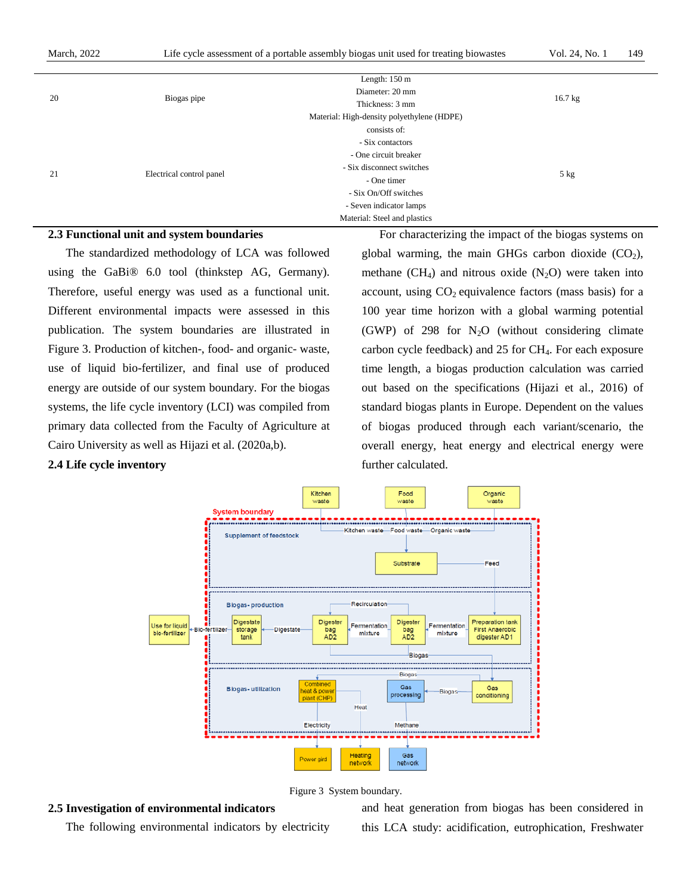| 20 | Biogas pipe | Length: 150 m<br>Diameter: 20 mm<br>Thickness: 3 mm<br>Material: High-density polyethylene (HDPE) | 16.7 kg |
|---|---|---|---|
| 21 | Electrical control panel | consists of:<br>- Six contactors<br>- One circuit breaker<br>- Six disconnect switches<br>- One timer<br>- Six On/Off switches<br>- Seven indicator lamps<br>Material: Steel and plastics | 5 kg |

## 2.3 Functional unit and system boundaries

The standardized methodology of LCA was followed using the GaBi® 6.0 tool (thinkstep AG, Germany). Therefore, useful energy was used as a functional unit. Different environmental impacts were assessed in this publication. The system boundaries are illustrated in Figure 3. Production of kitchen-, food- and organic- waste, use of liquid bio-fertilizer, and final use of produced energy are outside of our system boundary. For the biogas systems, the life cycle inventory (LCI) was compiled from primary data collected from the Faculty of Agriculture at Cairo University as well as Hijazi et al. (2020a,b).

## 2.4 Life cycle inventory

For characterizing the impact of the biogas systems on global warming, the main GHGs carbon dioxide ($CO_2$), methane ($CH_4$) and nitrous oxide ($N_2O$) were taken into account, using $CO_2$ equivalence factors (mass basis) for a 100 year time horizon with a global warming potential (GWP) of 298 for $N_2O$ (without considering climate carbon cycle feedback) and 25 for $CH_4$. For each exposure time length, a biogas production calculation was carried out based on the specifications (Hijazi et al., 2016) of standard biogas plants in Europe. Dependent on the values of biogas produced through each variant/scenario, the overall energy, heat energy and electrical energy were further calculated.

Figure 3 System boundary.

## 2.5 Investigation of environmental indicators

The following environmental indicators by electricity and heat generation from biogas has been considered in this LCA study: acidification, eutrophication, Freshwater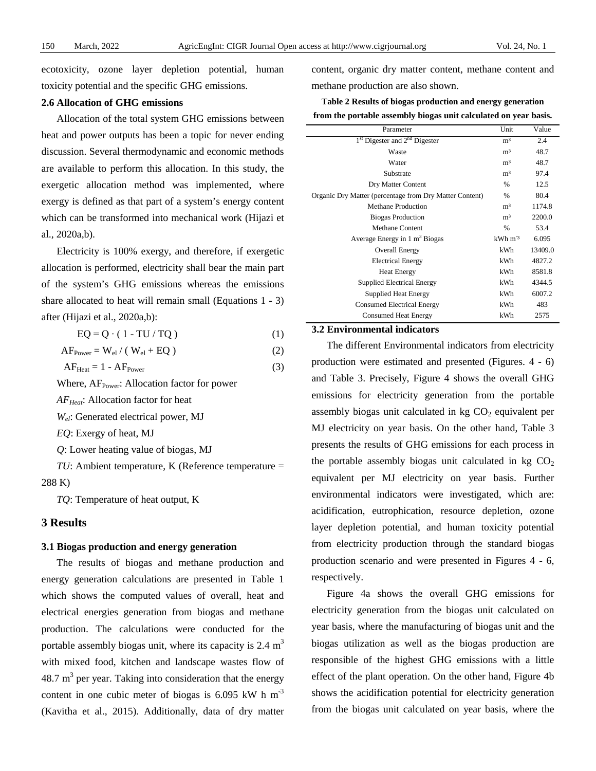ecotoxicity, ozone layer depletion potential, human toxicity potential and the specific GHG emissions.

### 2.6 Allocation of GHG emissions

Allocation of the total system GHG emissions between heat and power outputs has been a topic for never ending discussion. Several thermodynamic and economic methods are available to perform this allocation. In this study, the exergetic allocation method was implemented, where exergy is defined as that part of a system's energy content which can be transformed into mechanical work (Hijazi et al., 2020a,b).

Electricity is 100% exergy, and therefore, if exergetic allocation is performed, electricity shall bear the main part of the system's GHG emissions whereas the emissions share allocated to heat will remain small (Equations 1 - 3) after (Hijazi et al., 2020a,b):

$$EQ = Q \cdot ( 1 - TU / TQ ) \tag{1}$$

$$AF_{Power} = W_{el} / ( W_{el} + EQ ) \tag{2}$$

$$AF_{Heat} = 1 - AF_{Power} \tag{3}$$

Where, $AF_{Power}$: Allocation factor for power

$AF_{Heat}$: Allocation factor for heat

$W_{el}$: Generated electrical power, MJ

*EQ*: Exergy of heat, MJ

*Q*: Lower heating value of biogas, MJ

*TU*: Ambient temperature, K (Reference temperature = 288 K)

*TQ*: Temperature of heat output, K

## 3 Results

### 3.1 Biogas production and energy generation

The results of biogas and methane production and energy generation calculations are presented in Table 1 which shows the computed values of overall, heat and electrical energies generation from biogas and methane production. The calculations were conducted for the portable assembly biogas unit, where its capacity is 2.4 $m^3$ with mixed food, kitchen and landscape wastes flow of 48.7 $m^3$ per year. Taking into consideration that the energy content in one cubic meter of biogas is 6.095 kW h $m^{-3}$ (Kavitha et al., 2015). Additionally, data of dry matter content, organic dry matter content, methane content and methane production are also shown.

**Table 2 Results of biogas production and energy generation from the portable assembly biogas unit calculated on year basis.**

| Parameter | Unit | Value |
| --- | --- | --- |
| 1st Digester and 2nd Digester | $m^3$ | 2.4 |
| Waste | $m^3$ | 48.7 |
| Water | $m^3$ | 48.7 |
| Substrate | $m^3$ | 97.4 |
| Dry Matter Content | % | 12.5 |
| Organic Dry Matter (percentage from Dry Matter Content) | % | 80.4 |
| Methane Production | $m^3$ | 1174.8 |
| Biogas Production | $m^3$ | 2200.0 |
| Methane Content | % | 53.4 |
| Average Energy in 1 $m^3$ Biogas | kWh $m^{-3}$ | 6.095 |
| Overall Energy | kWh | 13409.0 |
| Electrical Energy | kWh | 4827.2 |
| Heat Energy | kWh | 8581.8 |
| Supplied Electrical Energy | kWh | 4344.5 |
| Supplied Heat Energy | kWh | 6007.2 |
| Consumed Electrical Energy | kWh | 483 |
| Consumed Heat Energy | kWh | 2575 |

### 3.2 Environmental indicators

The different Environmental indicators from electricity production were estimated and presented (Figures. 4 - 6) and Table 3. Precisely, Figure 4 shows the overall GHG emissions for electricity generation from the portable assembly biogas unit calculated in kg $CO_2$ equivalent per MJ electricity on year basis. On the other hand, Table 3 presents the results of GHG emissions for each process in the portable assembly biogas unit calculated in kg $CO_2$ equivalent per MJ electricity on year basis. Further environmental indicators were investigated, which are: acidification, eutrophication, resource depletion, ozone layer depletion potential, and human toxicity potential from electricity production through the standard biogas production scenario and were presented in Figures 4 - 6, respectively.

Figure 4a shows the overall GHG emissions for electricity generation from the biogas unit calculated on year basis, where the manufacturing of biogas unit and the biogas utilization as well as the biogas production are responsible of the highest GHG emissions with a little effect of the plant operation. On the other hand, Figure 4b shows the acidification potential for electricity generation from the biogas unit calculated on year basis, where the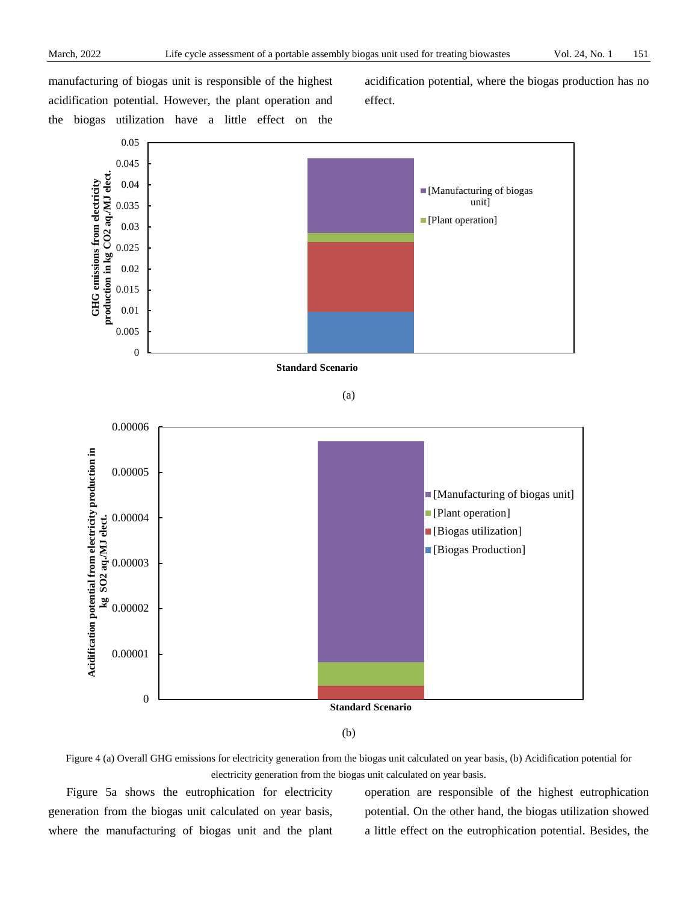manufacturing of biogas unit is responsible of the highest acidification potential. However, the plant operation and the biogas utilization have a little effect on the acidification potential, where the biogas production has no effect.

(a)

(b)

Figure 4 (a) Overall GHG emissions for electricity generation from the biogas unit calculated on year basis, (b) Acidification potential for electricity generation from the biogas unit calculated on year basis.

Figure 5a shows the eutrophication for electricity generation from the biogas unit calculated on year basis, where the manufacturing of biogas unit and the plant operation are responsible of the highest eutrophication potential. On the other hand, the biogas utilization showed a little effect on the eutrophication potential. Besides, the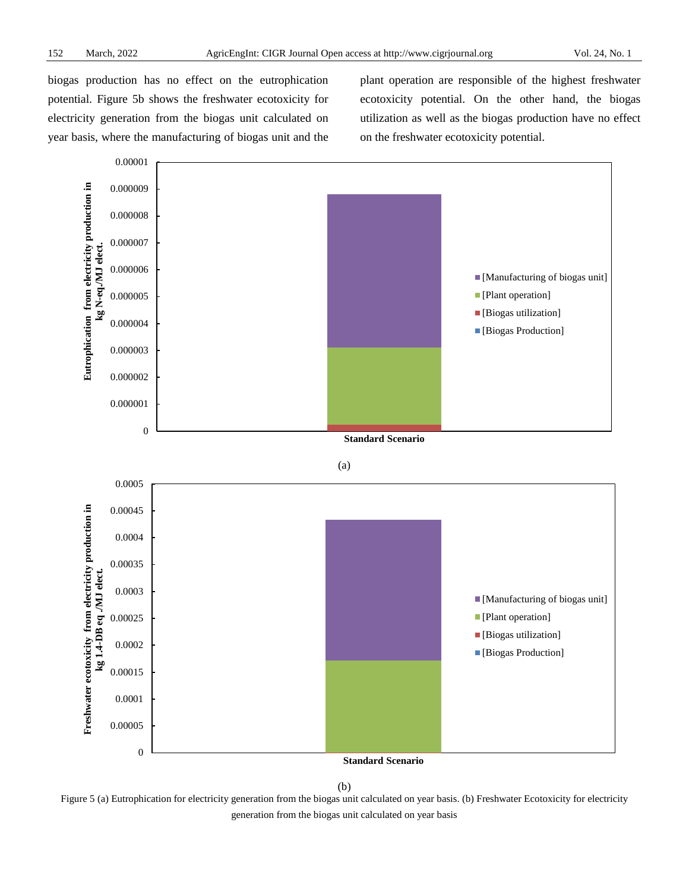biogas production has no effect on the eutrophication potential. Figure 5b shows the freshwater ecotoxicity for electricity generation from the biogas unit calculated on year basis, where the manufacturing of biogas unit and the plant operation are responsible of the highest freshwater ecotoxicity potential. On the other hand, the biogas utilization as well as the biogas production have no effect on the freshwater ecotoxicity potential.

(a)

(b)

Figure 5 (a) Eutrophication for electricity generation from the biogas unit calculated on year basis. (b) Freshwater Ecotoxicity for electricity generation from the biogas unit calculated on year basis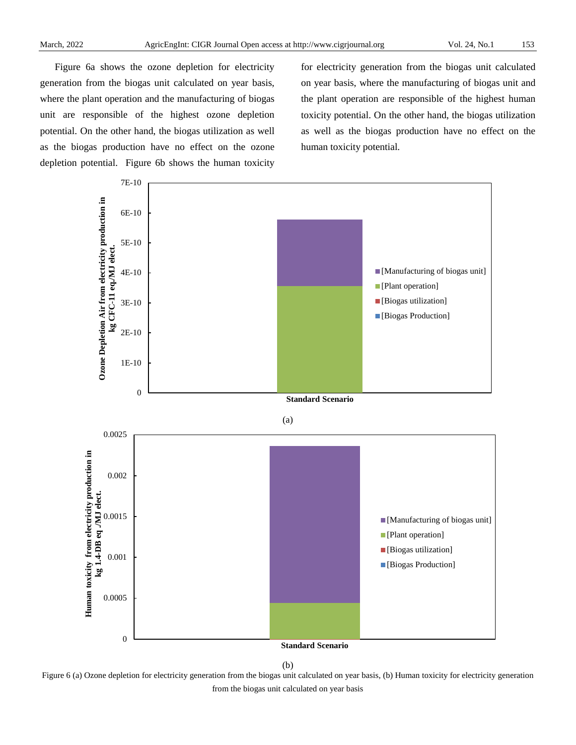Figure 6a shows the ozone depletion for electricity generation from the biogas unit calculated on year basis, where the plant operation and the manufacturing of biogas unit are responsible of the highest ozone depletion potential. On the other hand, the biogas utilization as well as the biogas production have no effect on the ozone depletion potential. Figure 6b shows the human toxicity for electricity generation from the biogas unit calculated on year basis, where the manufacturing of biogas unit and the plant operation are responsible of the highest human toxicity potential. On the other hand, the biogas utilization as well as the biogas production have no effect on the human toxicity potential.

(a)

(b)

Figure 6 (a) Ozone depletion for electricity generation from the biogas unit calculated on year basis, (b) Human toxicity for electricity generation from the biogas unit calculated on year basis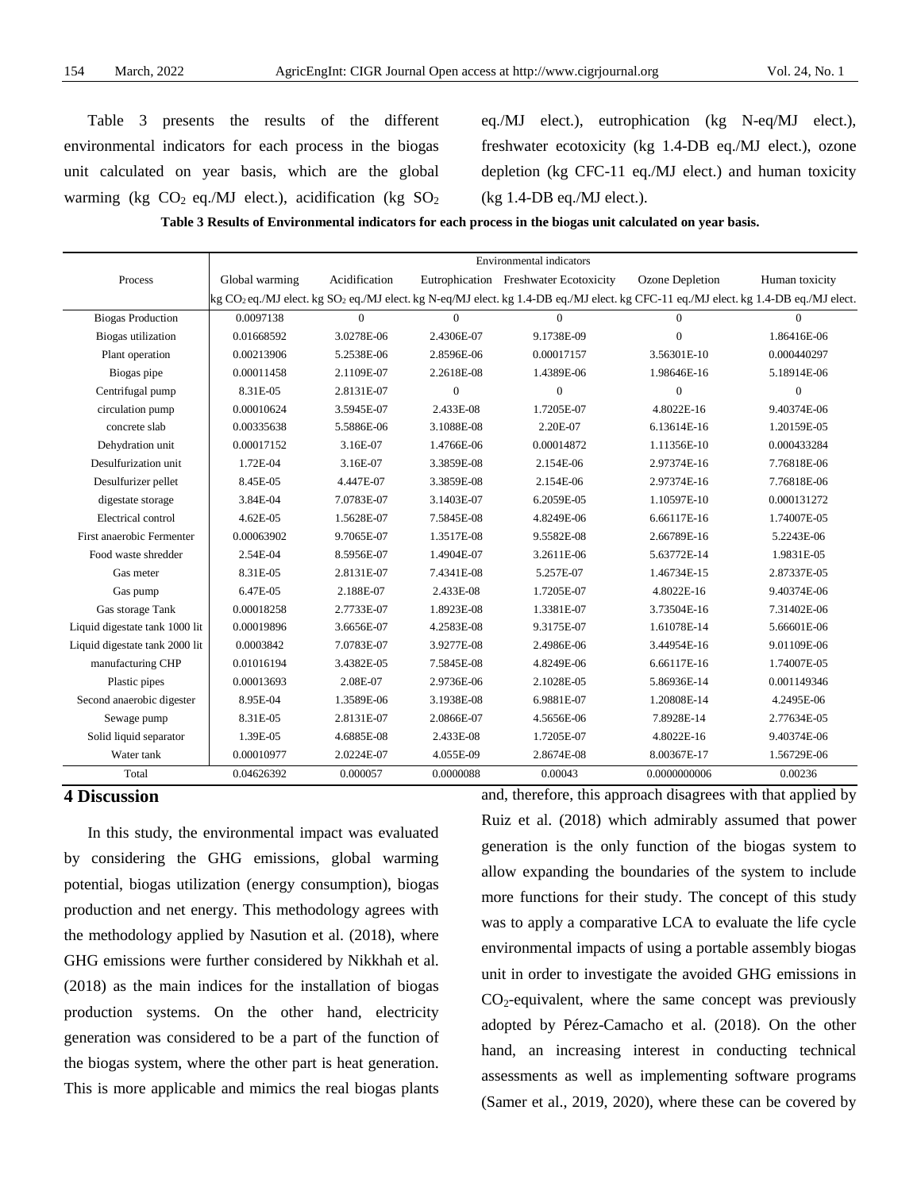Table 3 presents the results of the different environmental indicators for each process in the biogas unit calculated on year basis, which are the global warming (kg $CO_2$ eq./MJ elect.), acidification (kg $SO_2$ eq./MJ elect.), eutrophication (kg N-eq/MJ elect.), freshwater ecotoxicity (kg 1.4-DB eq./MJ elect.), ozone depletion (kg CFC-11 eq./MJ elect.) and human toxicity (kg 1.4-DB eq./MJ elect.).

**Table 3 Results of Environmental indicators for each process in the biogas unit calculated on year basis.**

| Process | Environmental indicators | | | | | |
|---|---|---|---|---|---|---|
| | Global warming | Acidification | Eutrophication | Freshwater Ecotoxicity | Ozone Depletion | Human toxicity |
| | kg $CO_2$ eq./MJ elect. | kg $SO_2$ eq./MJ elect. | kg N-eq/MJ elect. | kg 1.4-DB eq./MJ elect. | kg CFC-11 eq./MJ elect. | kg 1.4-DB eq./MJ elect. |
| Biogas Production | 0.0097138 | 0 | 0 | 0 | 0 | 0 |
| Biogas utilization | 0.01668592 | 3.0278E-06 | 2.4306E-07 | 9.1738E-09 | 0 | 1.86416E-06 |
| Plant operation | 0.00213906 | 5.2538E-06 | 2.8596E-06 | 0.00017157 | 3.56301E-10 | 0.000440297 |
| Biogas pipe | 0.00011458 | 2.1109E-07 | 2.2618E-08 | 1.4389E-06 | 1.98646E-16 | 5.18914E-06 |
| Centrifugal pump | 8.31E-05 | 2.8131E-07 | 0 | 0 | 0 | 0 |
| circulation pump | 0.00010624 | 3.5945E-07 | 2.433E-08 | 1.7205E-07 | 4.8022E-16 | 9.40374E-06 |
| concrete slab | 0.00335638 | 5.5886E-06 | 3.1088E-08 | 2.20E-07 | 6.13614E-16 | 1.20159E-05 |
| Dehydration unit | 0.00017152 | 3.16E-07 | 1.4766E-06 | 0.00014872 | 1.11356E-10 | 0.000433284 |
| Desulfurization unit | 1.72E-04 | 3.16E-07 | 3.3859E-08 | 2.154E-06 | 2.97374E-16 | 7.76818E-06 |
| Desulfurizer pellet | 8.45E-05 | 4.447E-07 | 3.3859E-08 | 2.154E-06 | 2.97374E-16 | 7.76818E-06 |
| digestate storage | 3.84E-04 | 7.0783E-07 | 3.1403E-07 | 6.2059E-05 | 1.10597E-10 | 0.000131272 |
| Electrical control | 4.62E-05 | 1.5628E-07 | 7.5845E-08 | 4.8249E-06 | 6.66117E-16 | 1.74007E-05 |
| First anaerobic Fermenter | 0.00063902 | 9.7065E-07 | 1.3517E-08 | 9.5582E-08 | 2.66789E-16 | 5.2243E-06 |
| Food waste shredder | 2.54E-04 | 8.5956E-07 | 1.4904E-07 | 3.2611E-06 | 5.63772E-14 | 1.9831E-05 |
| Gas meter | 8.31E-05 | 2.8131E-07 | 7.4341E-08 | 5.257E-07 | 1.46734E-15 | 2.87337E-05 |
| Gas pump | 6.47E-05 | 2.188E-07 | 2.433E-08 | 1.7205E-07 | 4.8022E-16 | 9.40374E-06 |
| Gas storage Tank | 0.00018258 | 2.7733E-07 | 1.8923E-08 | 1.3381E-07 | 3.73504E-16 | 7.31402E-06 |
| Liquid digestate tank 1000 lit | 0.00019896 | 3.6656E-07 | 4.2583E-08 | 9.3175E-07 | 1.61078E-14 | 5.66601E-06 |
| Liquid digestate tank 2000 lit | 0.0003842 | 7.0783E-07 | 3.9277E-08 | 2.4986E-06 | 3.44954E-16 | 9.01109E-06 |
| manufacturing CHP | 0.01016194 | 3.4382E-05 | 7.5845E-08 | 4.8249E-06 | 6.66117E-16 | 1.74007E-05 |
| Plastic pipes | 0.00013693 | 2.08E-07 | 2.9736E-06 | 2.1028E-05 | 5.86936E-14 | 0.001149346 |
| Second anaerobic digester | 8.95E-04 | 1.3589E-06 | 3.1938E-08 | 6.9881E-07 | 1.20808E-14 | 4.2495E-06 |
| Sewage pump | 8.31E-05 | 2.8131E-07 | 2.0866E-07 | 4.5656E-06 | 7.8928E-14 | 2.77634E-05 |
| Solid liquid separator | 1.39E-05 | 4.6885E-08 | 2.433E-08 | 1.7205E-07 | 4.8022E-16 | 9.40374E-06 |
| Water tank | 0.00010977 | 2.0224E-07 | 4.055E-09 | 2.8674E-08 | 8.00367E-17 | 1.56729E-06 |
| Total | 0.04626392 | 0.000057 | 0.0000088 | 0.00043 | 0.0000000006 | 0.00236 |

## 4 Discussion

In this study, the environmental impact was evaluated by considering the GHG emissions, global warming potential, biogas utilization (energy consumption), biogas production and net energy. This methodology agrees with the methodology applied by Nasution et al. (2018), where GHG emissions were further considered by Nikkhah et al. (2018) as the main indices for the installation of biogas production systems. On the other hand, electricity generation was considered to be a part of the function of the biogas system, where the other part is heat generation. This is more applicable and mimics the real biogas plants and, therefore, this approach disagrees with that applied by Ruiz et al. (2018) which admirably assumed that power generation is the only function of the biogas system to allow expanding the boundaries of the system to include more functions for their study. The concept of this study was to apply a comparative LCA to evaluate the life cycle environmental impacts of using a portable assembly biogas unit in order to investigate the avoided GHG emissions in $CO_2$-equivalent, where the same concept was previously adopted by Pérez-Camacho et al. (2018). On the other hand, an increasing interest in conducting technical assessments as well as implementing software programs (Samer et al., 2019, 2020), where these can be covered by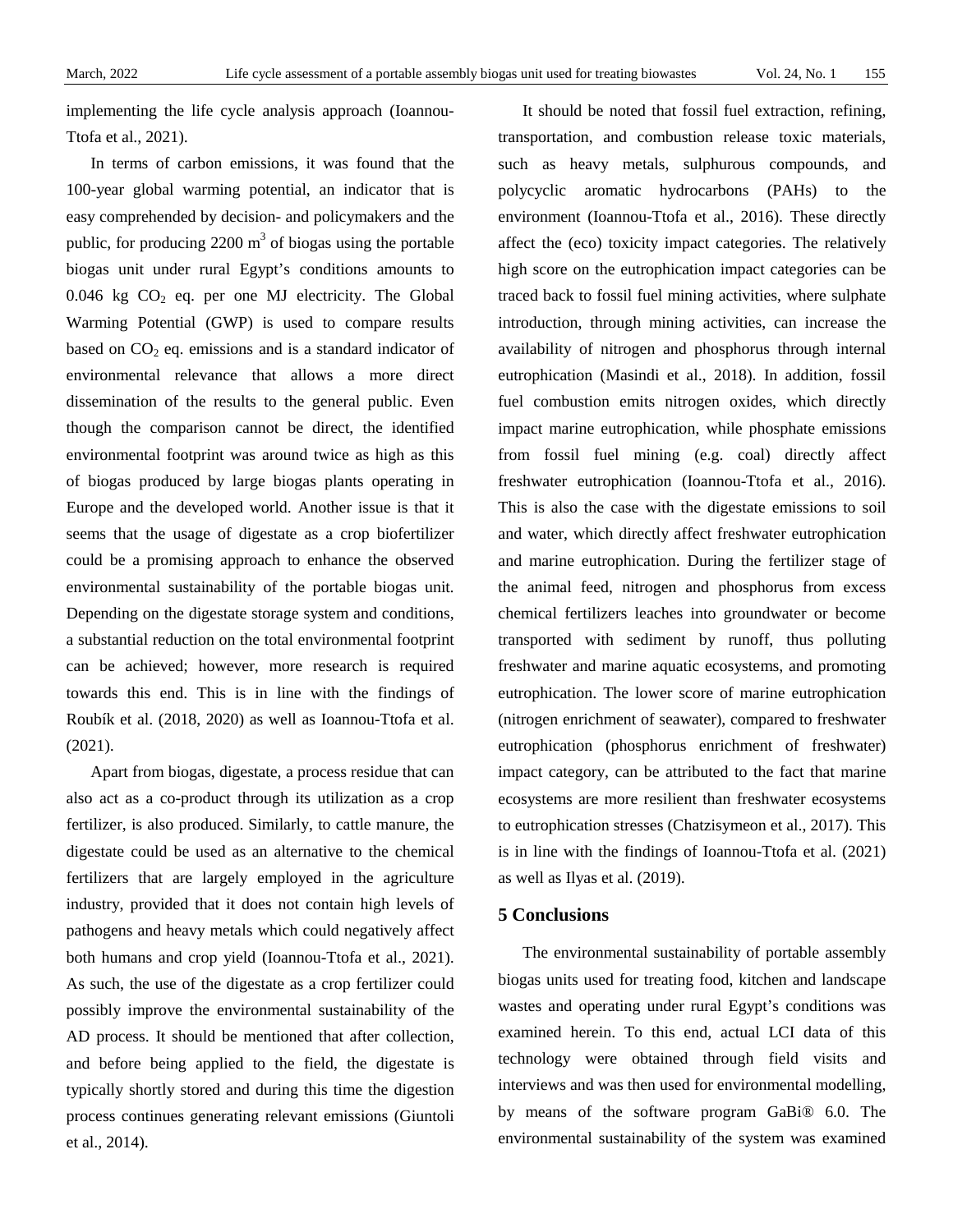implementing the life cycle analysis approach (Ioannou-Ttofa et al., 2021).

In terms of carbon emissions, it was found that the 100-year global warming potential, an indicator that is easy comprehended by decision- and policymakers and the public, for producing 2200 $m^3$ of biogas using the portable biogas unit under rural Egypt's conditions amounts to 0.046 kg $CO_2$ eq. per one MJ electricity. The Global Warming Potential (GWP) is used to compare results based on $CO_2$ eq. emissions and is a standard indicator of environmental relevance that allows a more direct dissemination of the results to the general public. Even though the comparison cannot be direct, the identified environmental footprint was around twice as high as this of biogas produced by large biogas plants operating in Europe and the developed world. Another issue is that it seems that the usage of digestate as a crop biofertilizer could be a promising approach to enhance the observed environmental sustainability of the portable biogas unit. Depending on the digestate storage system and conditions, a substantial reduction on the total environmental footprint can be achieved; however, more research is required towards this end. This is in line with the findings of Roubík et al. (2018, 2020) as well as Ioannou-Ttofa et al. (2021).

Apart from biogas, digestate, a process residue that can also act as a co-product through its utilization as a crop fertilizer, is also produced. Similarly, to cattle manure, the digestate could be used as an alternative to the chemical fertilizers that are largely employed in the agriculture industry, provided that it does not contain high levels of pathogens and heavy metals which could negatively affect both humans and crop yield (Ioannou-Ttofa et al., 2021). As such, the use of the digestate as a crop fertilizer could possibly improve the environmental sustainability of the AD process. It should be mentioned that after collection, and before being applied to the field, the digestate is typically shortly stored and during this time the digestion process continues generating relevant emissions (Giuntoli et al., 2014).

It should be noted that fossil fuel extraction, refining, transportation, and combustion release toxic materials, such as heavy metals, sulphurous compounds, and polycyclic aromatic hydrocarbons (PAHs) to the environment (Ioannou-Ttofa et al., 2016). These directly affect the (eco) toxicity impact categories. The relatively high score on the eutrophication impact categories can be traced back to fossil fuel mining activities, where sulphate introduction, through mining activities, can increase the availability of nitrogen and phosphorus through internal eutrophication (Masindi et al., 2018). In addition, fossil fuel combustion emits nitrogen oxides, which directly impact marine eutrophication, while phosphate emissions from fossil fuel mining (e.g. coal) directly affect freshwater eutrophication (Ioannou-Ttofa et al., 2016). This is also the case with the digestate emissions to soil and water, which directly affect freshwater eutrophication and marine eutrophication. During the fertilizer stage of the animal feed, nitrogen and phosphorus from excess chemical fertilizers leaches into groundwater or become transported with sediment by runoff, thus polluting freshwater and marine aquatic ecosystems, and promoting eutrophication. The lower score of marine eutrophication (nitrogen enrichment of seawater), compared to freshwater eutrophication (phosphorus enrichment of freshwater) impact category, can be attributed to the fact that marine ecosystems are more resilient than freshwater ecosystems to eutrophication stresses (Chatzisymeon et al., 2017). This is in line with the findings of Ioannou-Ttofa et al. (2021) as well as Ilyas et al. (2019).

## 5 Conclusions

The environmental sustainability of portable assembly biogas units used for treating food, kitchen and landscape wastes and operating under rural Egypt's conditions was examined herein. To this end, actual LCI data of this technology were obtained through field visits and interviews and was then used for environmental modelling, by means of the software program GaBi® 6.0. The environmental sustainability of the system was examined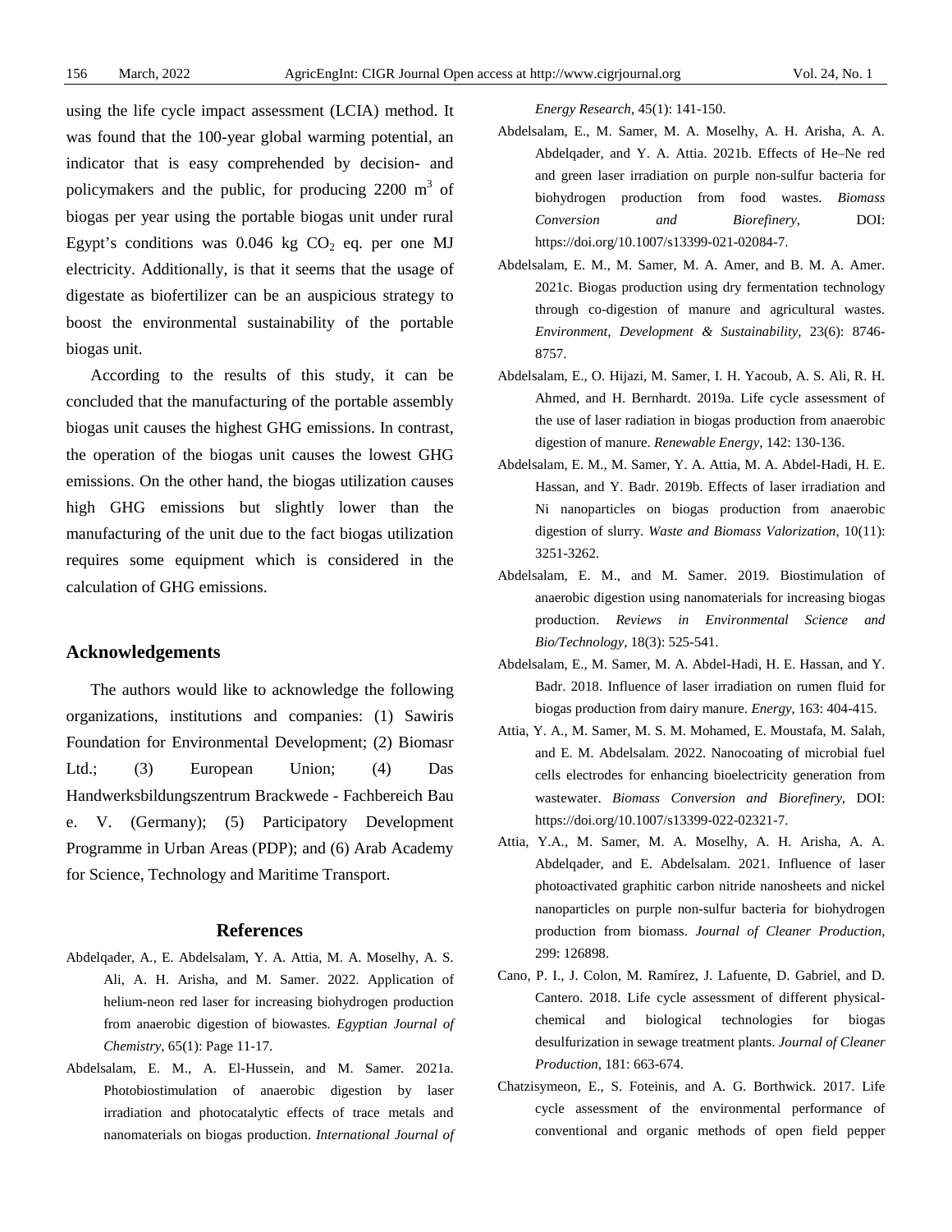using the life cycle impact assessment (LCIA) method. It was found that the 100-year global warming potential, an indicator that is easy comprehended by decision- and policymakers and the public, for producing 2200 $m^3$ of biogas per year using the portable biogas unit under rural Egypt's conditions was 0.046 kg $CO_2$ eq. per one MJ electricity. Additionally, is that it seems that the usage of digestate as biofertilizer can be an auspicious strategy to boost the environmental sustainability of the portable biogas unit.

According to the results of this study, it can be concluded that the manufacturing of the portable assembly biogas unit causes the highest GHG emissions. In contrast, the operation of the biogas unit causes the lowest GHG emissions. On the other hand, the biogas utilization causes high GHG emissions but slightly lower than the manufacturing of the unit due to the fact biogas utilization requires some equipment which is considered in the calculation of GHG emissions.

## Acknowledgements

The authors would like to acknowledge the following organizations, institutions and companies: (1) Sawiris Foundation for Environmental Development; (2) Biomasr Ltd.; (3) European Union; (4) Das Handwerksbildungszentrum Brackwede - Fachbereich Bau e. V. (Germany); (5) Participatory Development Programme in Urban Areas (PDP); and (6) Arab Academy for Science, Technology and Maritime Transport.

## References

Abdelqader, A., E. Abdelsalam, Y. A. Attia, M. A. Moselhy, A. S. Ali, A. H. Arisha, and M. Samer. 2022. Application of helium-neon red laser for increasing biohydrogen production from anaerobic digestion of biowastes. *Egyptian Journal of Chemistry*, 65(1): Page 11-17.

Abdelsalam, E. M., A. El-Hussein, and M. Samer. 2021a. Photobiostimulation of anaerobic digestion by laser irradiation and photocatalytic effects of trace metals and nanomaterials on biogas production. *International Journal of Energy Research*, 45(1): 141-150.

Abdelsalam, E., M. Samer, M. A. Moselhy, A. H. Arisha, A. A. Abdelqader, and Y. A. Attia. 2021b. Effects of He–Ne red and green laser irradiation on purple non-sulfur bacteria for biohydrogen production from food wastes. *Biomass Conversion and Biorefinery*, DOI: https://doi.org/10.1007/s13399-021-02084-7.

Abdelsalam, E. M., M. Samer, M. A. Amer, and B. M. A. Amer. 2021c. Biogas production using dry fermentation technology through co-digestion of manure and agricultural wastes. *Environment, Development & Sustainability*, 23(6): 8746-8757.

Abdelsalam, E., O. Hijazi, M. Samer, I. H. Yacoub, A. S. Ali, R. H. Ahmed, and H. Bernhardt. 2019a. Life cycle assessment of the use of laser radiation in biogas production from anaerobic digestion of manure. *Renewable Energy*, 142: 130-136.

Abdelsalam, E. M., M. Samer, Y. A. Attia, M. A. Abdel-Hadi, H. E. Hassan, and Y. Badr. 2019b. Effects of laser irradiation and Ni nanoparticles on biogas production from anaerobic digestion of slurry. *Waste and Biomass Valorization*, 10(11): 3251-3262.

Abdelsalam, E. M., and M. Samer. 2019. Biostimulation of anaerobic digestion using nanomaterials for increasing biogas production. *Reviews in Environmental Science and Bio/Technology*, 18(3): 525-541.

Abdelsalam, E., M. Samer, M. A. Abdel-Hadi, H. E. Hassan, and Y. Badr. 2018. Influence of laser irradiation on rumen fluid for biogas production from dairy manure. *Energy*, 163: 404-415.

Attia, Y. A., M. Samer, M. S. M. Mohamed, E. Moustafa, M. Salah, and E. M. Abdelsalam. 2022. Nanocoating of microbial fuel cells electrodes for enhancing bioelectricity generation from wastewater. *Biomass Conversion and Biorefinery*, DOI: https://doi.org/10.1007/s13399-022-02321-7.

Attia, Y.A., M. Samer, M. A. Moselhy, A. H. Arisha, A. A. Abdelqader, and E. Abdelsalam. 2021. Influence of laser photoactivated graphitic carbon nitride nanosheets and nickel nanoparticles on purple non-sulfur bacteria for biohydrogen production from biomass. *Journal of Cleaner Production*, 299: 126898.

Cano, P. I., J. Colon, M. Ramírez, J. Lafuente, D. Gabriel, and D. Cantero. 2018. Life cycle assessment of different physical-chemical and biological technologies for biogas desulfurization in sewage treatment plants. *Journal of Cleaner Production*, 181: 663-674.

Chatzisymeon, E., S. Foteinis, and A. G. Borthwick. 2017. Life cycle assessment of the environmental performance of conventional and organic methods of open field pepper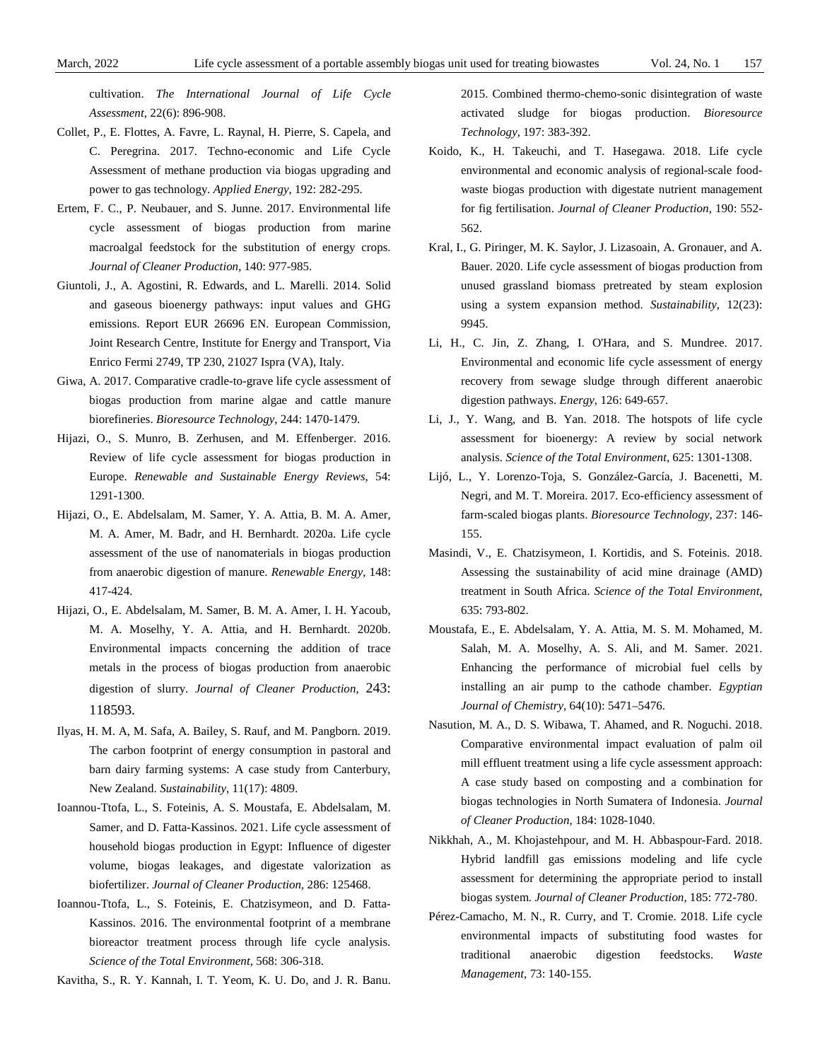cultivation. *The International Journal of Life Cycle Assessment*, 22(6): 896-908.

Collet, P., E. Flottes, A. Favre, L. Raynal, H. Pierre, S. Capela, and C. Peregrina. 2017. Techno-economic and Life Cycle Assessment of methane production via biogas upgrading and power to gas technology. *Applied Energy*, 192: 282-295.

Ertem, F. C., P. Neubauer, and S. Junne. 2017. Environmental life cycle assessment of biogas production from marine macroalgal feedstock for the substitution of energy crops. *Journal of Cleaner Production*, 140: 977-985.

Giuntoli, J., A. Agostini, R. Edwards, and L. Marelli. 2014. Solid and gaseous bioenergy pathways: input values and GHG emissions. Report EUR 26696 EN. European Commission, Joint Research Centre, Institute for Energy and Transport, Via Enrico Fermi 2749, TP 230, 21027 Ispra (VA), Italy.

Giwa, A. 2017. Comparative cradle-to-grave life cycle assessment of biogas production from marine algae and cattle manure biorefineries. *Bioresource Technology*, 244: 1470-1479.

Hijazi, O., S. Munro, B. Zerhusen, and M. Effenberger. 2016. Review of life cycle assessment for biogas production in Europe. *Renewable and Sustainable Energy Reviews,* 54: 1291-1300.

Hijazi, O., E. Abdelsalam, M. Samer, Y. A. Attia, B. M. A. Amer, M. A. Amer, M. Badr, and H. Bernhardt. 2020a. Life cycle assessment of the use of nanomaterials in biogas production from anaerobic digestion of manure. *Renewable Energy*, 148: 417-424.

Hijazi, O., E. Abdelsalam, M. Samer, B. M. A. Amer, I. H. Yacoub, M. A. Moselhy, Y. A. Attia, and H. Bernhardt. 2020b. Environmental impacts concerning the addition of trace metals in the process of biogas production from anaerobic digestion of slurry. *Journal of Cleaner Production*, 243: 118593.

Ilyas, H. M. A, M. Safa, A. Bailey, S. Rauf, and M. Pangborn. 2019. The carbon footprint of energy consumption in pastoral and barn dairy farming systems: A case study from Canterbury, New Zealand. *Sustainability*, 11(17): 4809.

Ioannou-Ttofa, L., S. Foteinis, A. S. Moustafa, E. Abdelsalam, M. Samer, and D. Fatta-Kassinos. 2021. Life cycle assessment of household biogas production in Egypt: Influence of digester volume, biogas leakages, and digestate valorization as biofertilizer. *Journal of Cleaner Production*, 286: 125468.

Ioannou-Ttofa, L., S. Foteinis, E. Chatzisymeon, and D. Fatta-Kassinos. 2016. The environmental footprint of a membrane bioreactor treatment process through life cycle analysis. *Science of the Total Environment*, 568: 306-318.

Kavitha, S., R. Y. Kannah, I. T. Yeom, K. U. Do, and J. R. Banu. 2015. Combined thermo-chemo-sonic disintegration of waste activated sludge for biogas production. *Bioresource Technology*, 197: 383-392.

Koido, K., H. Takeuchi, and T. Hasegawa. 2018. Life cycle environmental and economic analysis of regional-scale food-waste biogas production with digestate nutrient management for fig fertilisation. *Journal of Cleaner Production*, 190: 552-562.

Kral, I., G. Piringer, M. K. Saylor, J. Lizasoain, A. Gronauer, and A. Bauer. 2020. Life cycle assessment of biogas production from unused grassland biomass pretreated by steam explosion using a system expansion method. *Sustainability*, 12(23): 9945.

Li, H., C. Jin, Z. Zhang, I. O'Hara, and S. Mundree. 2017. Environmental and economic life cycle assessment of energy recovery from sewage sludge through different anaerobic digestion pathways. *Energy*, 126: 649-657.

Li, J., Y. Wang, and B. Yan. 2018. The hotspots of life cycle assessment for bioenergy: A review by social network analysis. *Science of the Total Environment*, 625: 1301-1308.

Lijó, L., Y. Lorenzo-Toja, S. González-García, J. Bacenetti, M. Negri, and M. T. Moreira. 2017. Eco-efficiency assessment of farm-scaled biogas plants. *Bioresource Technology*, 237: 146-155.

Masindi, V., E. Chatzisymeon, I. Kortidis, and S. Foteinis. 2018. Assessing the sustainability of acid mine drainage (AMD) treatment in South Africa. *Science of the Total Environment*, 635: 793-802.

Moustafa, E., E. Abdelsalam, Y. A. Attia, M. S. M. Mohamed, M. Salah, M. A. Moselhy, A. S. Ali, and M. Samer. 2021. Enhancing the performance of microbial fuel cells by installing an air pump to the cathode chamber. *Egyptian Journal of Chemistry*, 64(10): 5471–5476.

Nasution, M. A., D. S. Wibawa, T. Ahamed, and R. Noguchi. 2018. Comparative environmental impact evaluation of palm oil mill effluent treatment using a life cycle assessment approach: A case study based on composting and a combination for biogas technologies in North Sumatera of Indonesia. *Journal of Cleaner Production*, 184: 1028-1040.

Nikkhah, A., M. Khojastehpour, and M. H. Abbaspour-Fard. 2018. Hybrid landfill gas emissions modeling and life cycle assessment for determining the appropriate period to install biogas system. *Journal of Cleaner Production*, 185: 772-780.

Pérez-Camacho, M. N., R. Curry, and T. Cromie. 2018. Life cycle environmental impacts of substituting food wastes for traditional anaerobic digestion feedstocks. *Waste Management*, 73: 140-155.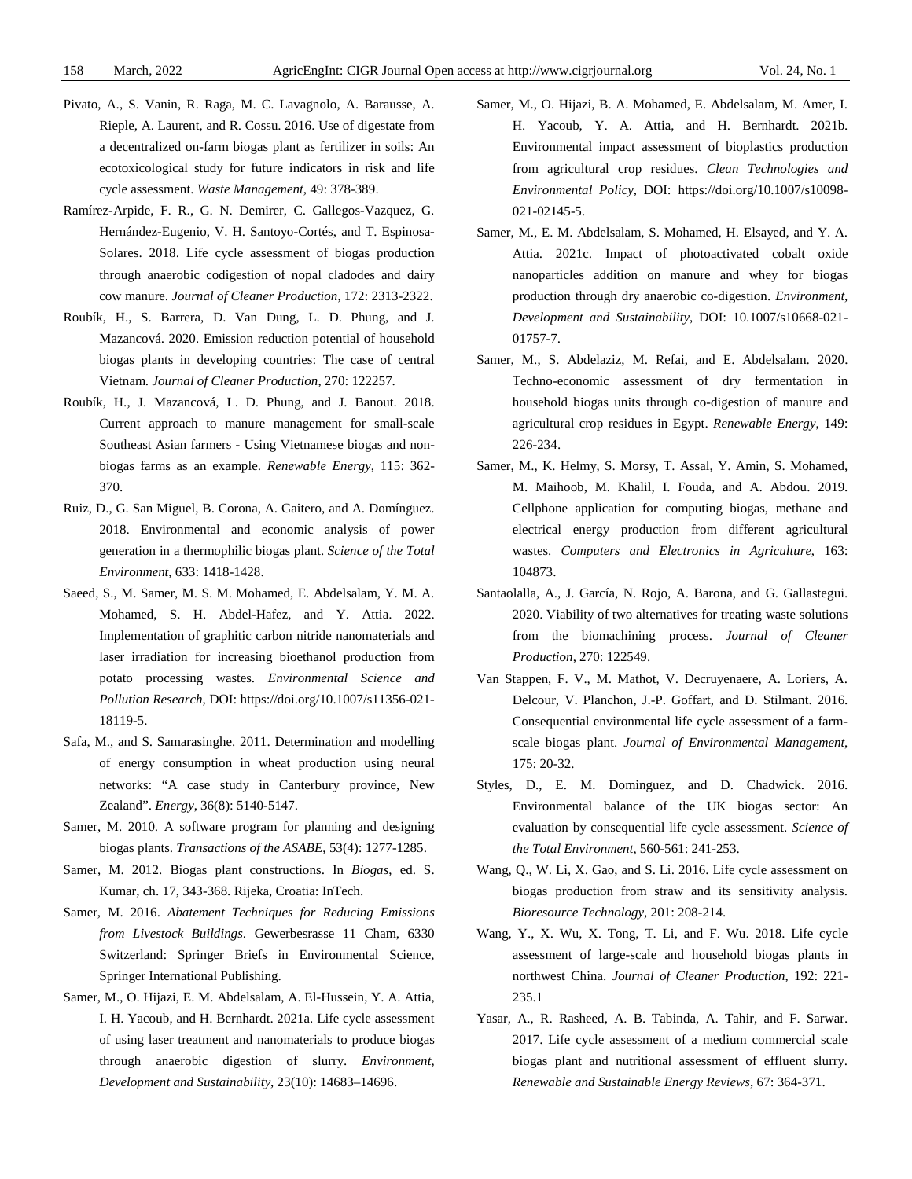Pivato, A., S. Vanin, R. Raga, M. C. Lavagnolo, A. Barausse, A. Rieple, A. Laurent, and R. Cossu. 2016. Use of digestate from a decentralized on-farm biogas plant as fertilizer in soils: An ecotoxicological study for future indicators in risk and life cycle assessment. *Waste Management*, 49: 378-389.

Ramírez-Arpide, F. R., G. N. Demirer, C. Gallegos-Vazquez, G. Hernández-Eugenio, V. H. Santoyo-Cortés, and T. Espinosa-Solares. 2018. Life cycle assessment of biogas production through anaerobic codigestion of nopal cladodes and dairy cow manure. *Journal of Cleaner Production*, 172: 2313-2322.

Roubík, H., S. Barrera, D. Van Dung, L. D. Phung, and J. Mazancová. 2020. Emission reduction potential of household biogas plants in developing countries: The case of central Vietnam. *Journal of Cleaner Production*, 270: 122257.

Roubík, H., J. Mazancová, L. D. Phung, and J. Banout. 2018. Current approach to manure management for small-scale Southeast Asian farmers - Using Vietnamese biogas and non-biogas farms as an example. *Renewable Energy*, 115: 362-370.

Ruiz, D., G. San Miguel, B. Corona, A. Gaitero, and A. Domínguez. 2018. Environmental and economic analysis of power generation in a thermophilic biogas plant. *Science of the Total Environment*, 633: 1418-1428.

Saeed, S., M. Samer, M. S. M. Mohamed, E. Abdelsalam, Y. M. A. Mohamed, S. H. Abdel-Hafez, and Y. Attia. 2022. Implementation of graphitic carbon nitride nanomaterials and laser irradiation for increasing bioethanol production from potato processing wastes. *Environmental Science and Pollution Research*, DOI: https://doi.org/10.1007/s11356-021-18119-5.

Safa, M., and S. Samarasinghe. 2011. Determination and modelling of energy consumption in wheat production using neural networks: "A case study in Canterbury province, New Zealand". *Energy*, 36(8): 5140-5147.

Samer, M. 2010. A software program for planning and designing biogas plants. *Transactions of the ASABE*, 53(4): 1277-1285.

Samer, M. 2012. Biogas plant constructions. In *Biogas*, ed. S. Kumar, ch. 17, 343-368. Rijeka, Croatia: InTech.

Samer, M. 2016. *Abatement Techniques for Reducing Emissions from Livestock Buildings*. Gewerbesrasse 11 Cham, 6330 Switzerland: Springer Briefs in Environmental Science, Springer International Publishing.

Samer, M., O. Hijazi, E. M. Abdelsalam, A. El-Hussein, Y. A. Attia, I. H. Yacoub, and H. Bernhardt. 2021a. Life cycle assessment of using laser treatment and nanomaterials to produce biogas through anaerobic digestion of slurry. *Environment, Development and Sustainability*, 23(10): 14683–14696.

Samer, M., O. Hijazi, B. A. Mohamed, E. Abdelsalam, M. Amer, I. H. Yacoub, Y. A. Attia, and H. Bernhardt. 2021b. Environmental impact assessment of bioplastics production from agricultural crop residues. *Clean Technologies and Environmental Policy*, DOI: https://doi.org/10.1007/s10098-021-02145-5.

Samer, M., E. M. Abdelsalam, S. Mohamed, H. Elsayed, and Y. A. Attia. 2021c. Impact of photoactivated cobalt oxide nanoparticles addition on manure and whey for biogas production through dry anaerobic co-digestion. *Environment, Development and Sustainability*, DOI: 10.1007/s10668-021-01757-7.

Samer, M., S. Abdelaziz, M. Refai, and E. Abdelsalam. 2020. Techno-economic assessment of dry fermentation in household biogas units through co-digestion of manure and agricultural crop residues in Egypt. *Renewable Energy*, 149: 226-234.

Samer, M., K. Helmy, S. Morsy, T. Assal, Y. Amin, S. Mohamed, M. Maihoob, M. Khalil, I. Fouda, and A. Abdou. 2019. Cellphone application for computing biogas, methane and electrical energy production from different agricultural wastes. *Computers and Electronics in Agriculture*, 163: 104873.

Santaolalla, A., J. García, N. Rojo, A. Barona, and G. Gallastegui. 2020. Viability of two alternatives for treating waste solutions from the biomachining process. *Journal of Cleaner Production*, 270: 122549.

Van Stappen, F. V., M. Mathot, V. Decruyenaere, A. Loriers, A. Delcour, V. Planchon, J.-P. Goffart, and D. Stilmant. 2016. Consequential environmental life cycle assessment of a farm-scale biogas plant. *Journal of Environmental Management*, 175: 20-32.

Styles, D., E. M. Dominguez, and D. Chadwick. 2016. Environmental balance of the UK biogas sector: An evaluation by consequential life cycle assessment. *Science of the Total Environment*, 560-561: 241-253.

Wang, Q., W. Li, X. Gao, and S. Li. 2016. Life cycle assessment on biogas production from straw and its sensitivity analysis. *Bioresource Technology*, 201: 208-214.

Wang, Y., X. Wu, X. Tong, T. Li, and F. Wu. 2018. Life cycle assessment of large-scale and household biogas plants in northwest China. *Journal of Cleaner Production*, 192: 221-235.1

Yasar, A., R. Rasheed, A. B. Tabinda, A. Tahir, and F. Sarwar. 2017. Life cycle assessment of a medium commercial scale biogas plant and nutritional assessment of effluent slurry. *Renewable and Sustainable Energy Reviews*, 67: 364-371.